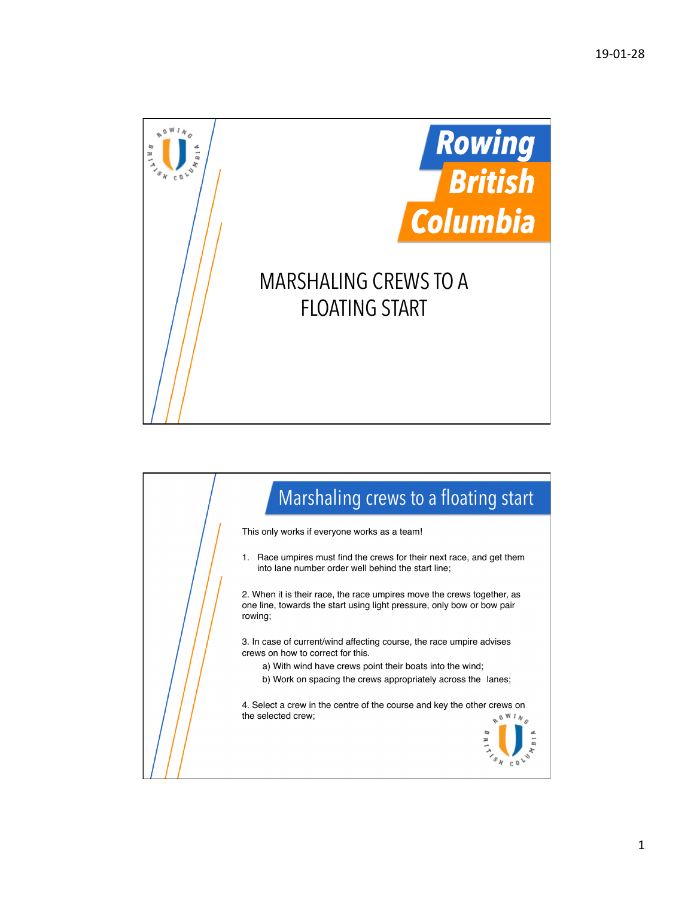Rowing British Columbia

# MARSHALING CREWS TO A FLOATING START

## Marshaling crews to a floating start

This only works if everyone works as a team!

1. Race umpires must find the crews for their next race, and get them into lane number order well behind the start line;

2. When it is their race, the race umpires move the crews together, as one line, towards the start using light pressure, only bow or bow pair rowing;

3. In case of current/wind affecting course, the race umpire advises crews on how to correct for this.
   a) With wind have crews point their boats into the wind;
   b) Work on spacing the crews appropriately across the lanes;

4. Select a crew in the centre of the course and key the other crews on the selected crew;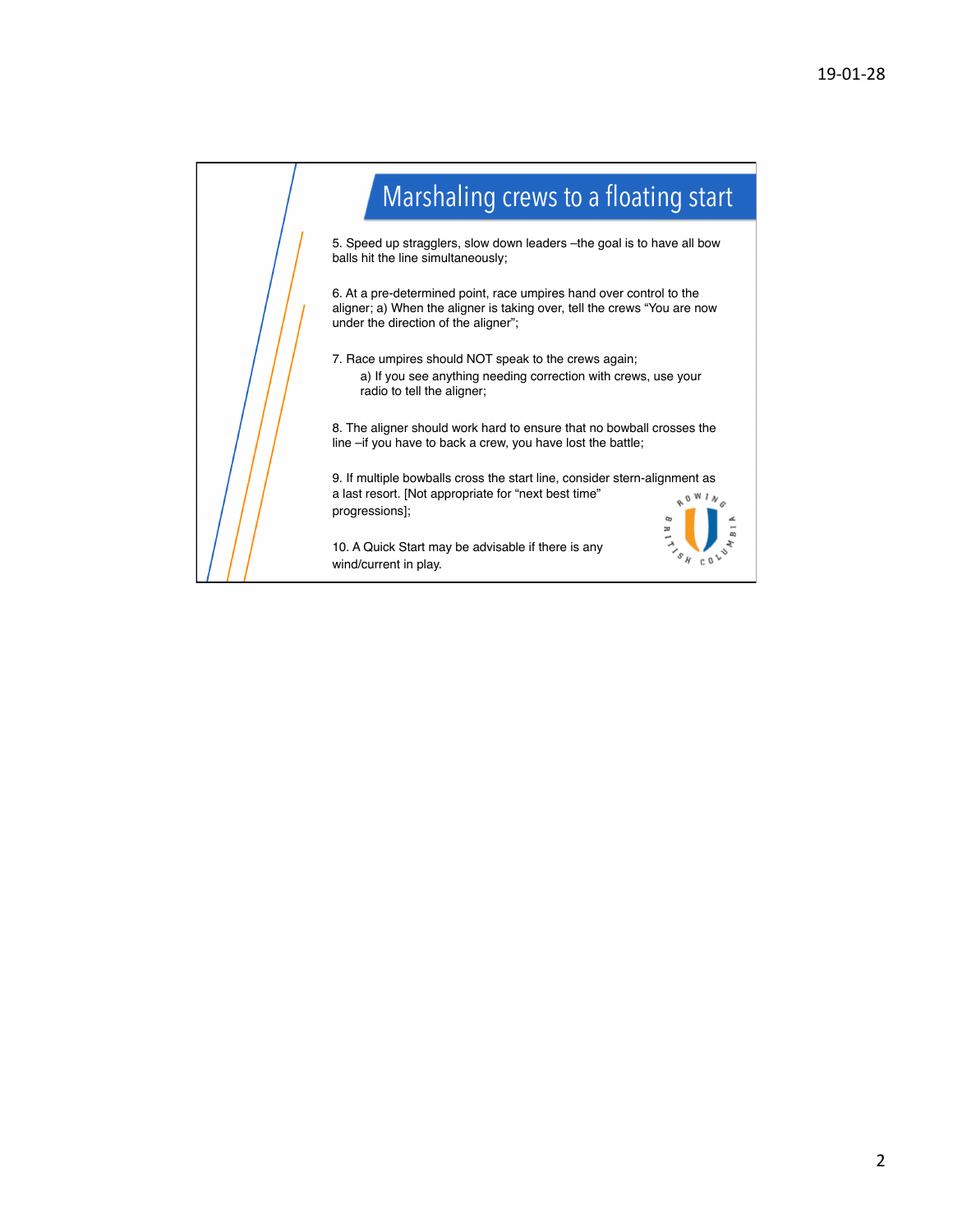## Marshaling crews to a floating start

5. Speed up stragglers, slow down leaders –the goal is to have all bow balls hit the line simultaneously;

6. At a pre-determined point, race umpires hand over control to the aligner; a) When the aligner is taking over, tell the crews “You are now under the direction of the aligner”;

7. Race umpires should NOT speak to the crews again;
   - a) If you see anything needing correction with crews, use your radio to tell the aligner;

8. The aligner should work hard to ensure that no bowball crosses the line –if you have to back a crew, you have lost the battle;

9. If multiple bowballs cross the start line, consider stern-alignment as a last resort. [Not appropriate for “next best time” progressions];

10. A Quick Start may be advisable if there is any wind/current in play.

ROWING BRITISH COLUMBIA